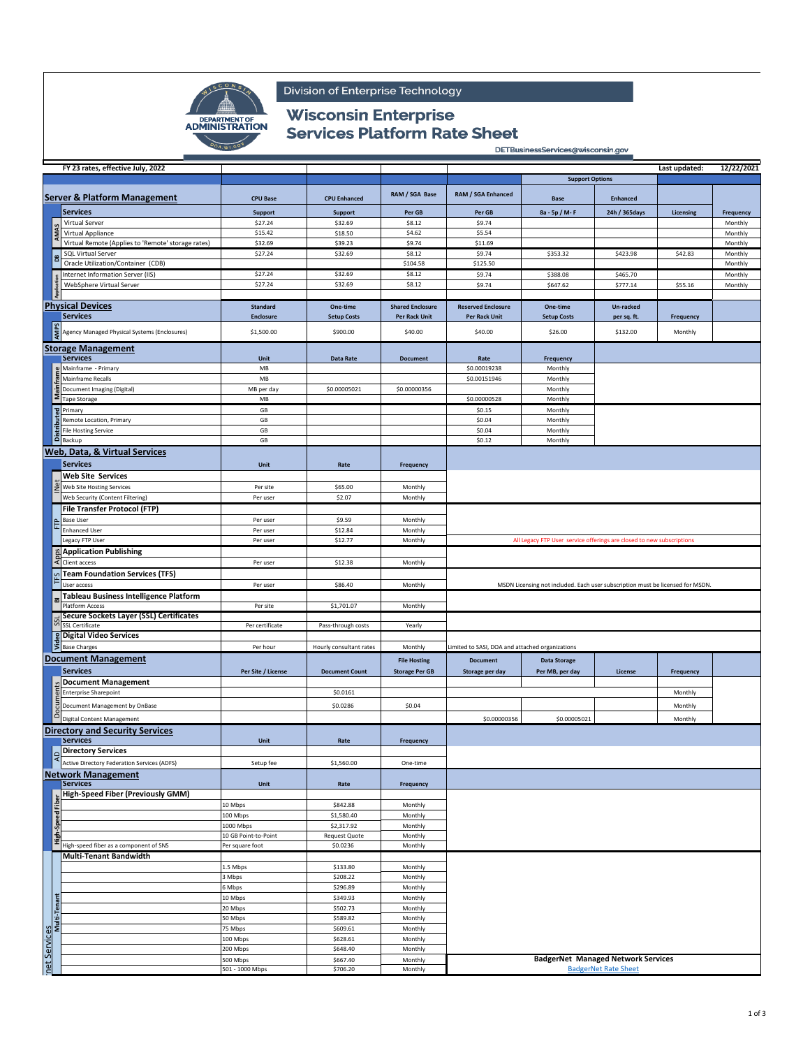Division of Enterprise Technology

# Wisconsin Enterprise Services Platform Rate Sheet

DETBusinessServices@wisconsin.gov

FY 23 rates, effective July, 2022 — Last updated: 12/22/2021

## Server & Platform Management

| | Services | CPU Base Support | CPU Enhanced Support | RAM / SGA Base Per GB | RAM / SGA Enhanced Per GB | Support Options: Base 8a - 5p / M- F | Support Options: Enhanced 24h / 365days | Licensing | Frequency |
|---|---|---|---|---|---|---|---|---|---|
| AMAS | Virtual Server | $27.24 | $32.69 | $8.12 | $9.74 | | | | Monthly |
| AMAS | Virtual Appliance | $15.42 | $18.50 | $4.62 | $5.54 | | | | Monthly |
| AMAS | Virtual Remote (Applies to 'Remote' storage rates) | $32.69 | $39.23 | $9.74 | $11.69 | | | | Monthly |
| DB | SQL Virtual Server | $27.24 | $32.69 | $8.12 | $9.74 | $353.32 | $423.98 | $42.83 | Monthly |
| DB | Oracle Utilization/Container (CDB) | | | $104.58 | $125.50 | | | | Monthly |
| Application | Internet Information Server (IIS) | $27.24 | $32.69 | $8.12 | $9.74 | $388.08 | $465.70 | | Monthly |
| Application | WebSphere Virtual Server | $27.24 | $32.69 | $8.12 | $9.74 | $647.62 | $777.14 | $55.16 | Monthly |

## Physical Devices

| | Services | Standard Enclosure | One-time Setup Costs | Shared Enclosure Per Rack Unit | Reserved Enclosure Per Rack Unit | One-time Setup Costs | Un-racked per sq. ft. | Frequency |
|---|---|---|---|---|---|---|---|---|
| AMPS | Agency Managed Physical Systems (Enclosures) | $1,500.00 | $900.00 | $40.00 | $40.00 | $26.00 | $132.00 | Monthly |

## Storage Management

| | Services | Unit | Data Rate | Document | Rate | Frequency |
|---|---|---|---|---|---|---|
| Mainframe | Mainframe - Primary | MB | | | $0.00019238 | Monthly |
| Mainframe | Mainframe Recalls | MB | | | $0.00151946 | Monthly |
| Mainframe | Document Imaging (Digital) | MB per day | $0.00005021 | $0.00000356 | | Monthly |
| Mainframe | Tape Storage | MB | | | $0.00000528 | Monthly |
| Distributed | Primary | GB | | | $0.15 | Monthly |
| Distributed | Remote Location, Primary | GB | | | $0.04 | Monthly |
| Distributed | File Hosting Service | GB | | | $0.04 | Monthly |
| Distributed | Backup | GB | | | $0.12 | Monthly |

## Web, Data, & Virtual Services

| | Services | Unit | Rate | Frequency | Notes |
|---|---|---|---|---|---|
| INet | **Web Site Services** | | | | |
| INet | Web Site Hosting Services | Per site | $65.00 | Monthly | |
| INet | Web Security (Content Filtering) | Per user | $2.07 | Monthly | |
| FTP | **File Transfer Protocol (FTP)** | | | | |
| FTP | Base User | Per user | $9.59 | Monthly | |
| FTP | Enhanced User | Per user | $12.84 | Monthly | |
| FTP | Legacy FTP User | Per user | $12.77 | Monthly | All Legacy FTP User service offerings are closed to new subscriptions |
| Apps | **Application Publishing** | | | | |
| Apps | Client access | Per user | $12.38 | Monthly | |
| TFS | **Team Foundation Services (TFS)** | | | | |
| TFS | User access | Per user | $86.40 | Monthly | MSDN Licensing not included. Each user subscription must be licensed for MSDN. |
| BI | **Tableau Business Intelligence Platform** | | | | |
| BI | Platform Access | Per site | $1,701.07 | Monthly | |
| SSL | **Secure Sockets Layer (SSL) Certificates** | | | | |
| SSL | SSL Certificate | Per certificate | Pass-through costs | Yearly | |
| Video | **Digital Video Services** | | | | |
| Video | Base Charges | Per hour | Hourly consultant rates | Monthly | Limited to SASI, DOA and attached organizations |

## Document Management

| | Services | Per Site / License | Document Count | File Hosting Storage Per GB | Document Storage per day | Data Storage Per MB, per day | License | Frequency |
|---|---|---|---|---|---|---|---|---|
| Documents | **Document Management** | | | | | | | |
| Documents | Enterprise Sharepoint | | $0.0161 | | | | | Monthly |
| Documents | Document Management by OnBase | | $0.0286 | $0.04 | | | | Monthly |
| Documents | Digital Content Management | | | | $0.00000356 | $0.00005021 | | Monthly |

## Directory and Security Services

| | Services | Unit | Rate | Frequency |
|---|---|---|---|---|
| AD | **Directory Services** | | | |
| AD | Active Directory Federation Services (ADFS) | Setup fee | $1,560.00 | One-time |

## Network Management

| | Services | Unit | Rate | Frequency |
|---|---|---|---|---|
| High-Speed Fiber | **High-Speed Fiber (Previously GMM)** | | | |
| High-Speed Fiber | | 10 Mbps | $842.88 | Monthly |
| High-Speed Fiber | | 100 Mbps | $1,580.40 | Monthly |
| High-Speed Fiber | | 1000 Mbps | $2,317.92 | Monthly |
| High-Speed Fiber | | 10 GB Point-to-Point | Request Quote | Monthly |
| High-Speed Fiber | High-speed fiber as a component of SNS | Per square foot | $0.0236 | Monthly |
| Multi-Tenant | **Multi-Tenant Bandwidth** | | | |
| Multi-Tenant | | 1.5 Mbps | $133.80 | Monthly |
| Multi-Tenant | | 3 Mbps | $208.22 | Monthly |
| Multi-Tenant | | 6 Mbps | $296.89 | Monthly |
| Multi-Tenant | | 10 Mbps | $349.93 | Monthly |
| Multi-Tenant | | 20 Mbps | $502.73 | Monthly |
| Multi-Tenant | | 50 Mbps | $589.82 | Monthly |
| Multi-Tenant | | 75 Mbps | $609.61 | Monthly |
| Multi-Tenant | | 100 Mbps | $628.61 | Monthly |
| Multi-Tenant | | 200 Mbps | $648.40 | Monthly |
| Multi-Tenant | | 500 Mbps | $667.40 | Monthly |
| Multi-Tenant | | 501 - 1000 Mbps | $706.20 | Monthly |

**BadgerNet Managed Network Services**

BadgerNet Rate Sheet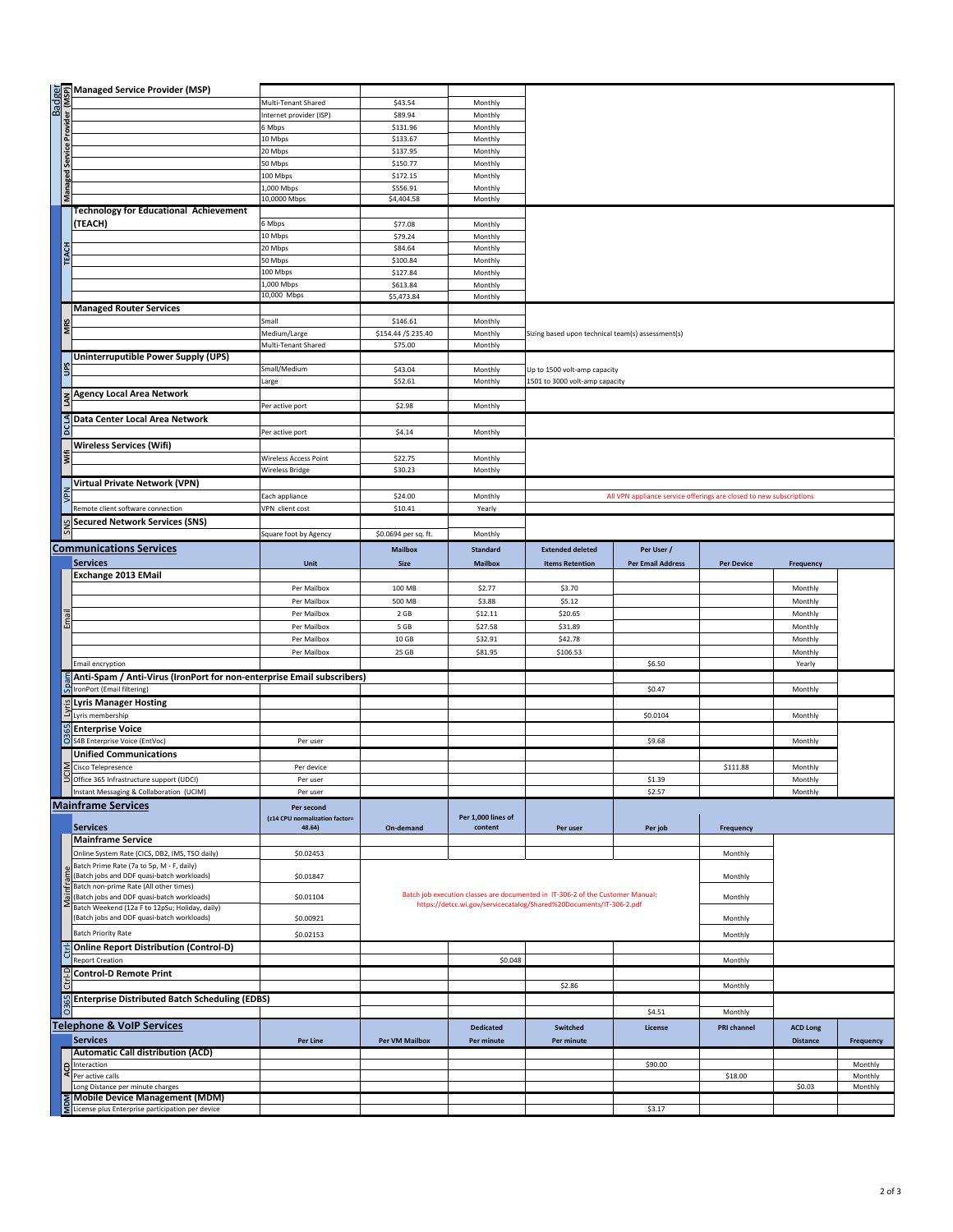| | Managed Service Provider (MSP) | | | | | | | |
|---|---|---|---|---|---|---|---|---|
| Badger Managed Service Provider (MSP) | | Multi-Tenant Shared | $43.54 | Monthly | | | | |
| | | Internet provider (ISP) | $89.94 | Monthly | | | | |
| | | 6 Mbps | $131.96 | Monthly | | | | |
| | | 10 Mbps | $133.67 | Monthly | | | | |
| | | 20 Mbps | $137.95 | Monthly | | | | |
| | | 50 Mbps | $150.77 | Monthly | | | | |
| | | 100 Mbps | $172.15 | Monthly | | | | |
| | | 1,000 Mbps | $556.91 | Monthly | | | | |
| | | 10,0000 Mbps | $4,404.58 | Monthly | | | | |
| TEACH | Technology for Educational Achievement (TEACH) | 6 Mbps | $77.08 | Monthly | | | | |
| | | 10 Mbps | $79.24 | Monthly | | | | |
| | | 20 Mbps | $84.64 | Monthly | | | | |
| | | 50 Mbps | $100.84 | Monthly | | | | |
| | | 100 Mbps | $127.84 | Monthly | | | | |
| | | 1,000 Mbps | $613.84 | Monthly | | | | |
| | | 10,000 Mbps | $5,473.84 | Monthly | | | | |
| MRS | Managed Router Services | | | | | | | |
| | | Small | $146.61 | Monthly | | | | |
| | | Medium/Large | $154.44 /$ 235.40 | Monthly | Sizing based upon technical team(s) assessment(s) | | | |
| | | Multi-Tenant Shared | $75.00 | Monthly | | | | |
| UPS | Uninterruptible Power Supply (UPS) | | | | | | | |
| | | Small/Medium | $43.04 | Monthly | Up to 1500 volt-amp capacity | | | |
| | | Large | $52.61 | Monthly | 1501 to 3000 volt-amp capacity | | | |
| LAN | Agency Local Area Network | | | | | | | |
| | | Per active port | $2.98 | Monthly | | | | |
| DCLA | Data Center Local Area Network | | | | | | | |
| | | Per active port | $4.14 | Monthly | | | | |
| Wifi | Wireless Services (Wifi) | | | | | | | |
| | | Wireless Access Point | $22.75 | Monthly | | | | |
| | | Wireless Bridge | $30.23 | Monthly | | | | |
| VPN | Virtual Private Network (VPN) | | | | | | | |
| | | Each appliance | $24.00 | Monthly | All VPN appliance service offerings are closed to new subscriptions | | | |
| | Remote client software connection | VPN client cost | $10.41 | Yearly | | | | |
| SNS | Secured Network Services (SNS) | | | | | | | |
| | | Square foot by Agency | $0.0694 per sq. ft. | Monthly | | | | |

## Communications Services

| | Services | Unit | Mailbox Size | Standard Mailbox | Extended deleted Items Retention | Per User / Per Email Address | Per Device | Frequency |
|---|---|---|---|---|---|---|---|---|
| Email | Exchange 2013 EMail | | | | | | | |
| | | Per Mailbox | 100 MB | $2.77 | $3.70 | | | Monthly |
| | | Per Mailbox | 500 MB | $3.88 | $5.12 | | | Monthly |
| | | Per Mailbox | 2 GB | $12.11 | $20.65 | | | Monthly |
| | | Per Mailbox | 5 GB | $27.58 | $31.89 | | | Monthly |
| | | Per Mailbox | 10 GB | $32.91 | $42.78 | | | Monthly |
| | | Per Mailbox | 25 GB | $81.95 | $106.53 | | | Monthly |
| | Email encryption | | | | | $6.50 | | Yearly |
| Spam | Anti-Spam / Anti-Virus (IronPort for non-enterprise Email subscribers) | | | | | | | |
| | IronPort (Email filtering) | | | | | $0.47 | | Monthly |
| Lyris | Lyris Manager Hosting | | | | | | | |
| | Lyris membership | | | | | $0.0104 | | Monthly |
| O365 | Enterprise Voice | | | | | | | |
| | S4B Enterprise Voice (EntVoc) | Per user | | | | $9.68 | | Monthly |
| UCIM | Unified Communications | | | | | | | |
| | Cisco Telepresence | Per device | | | | | $111.88 | Monthly |
| | Office 365 Infrastructure support (UDCI) | Per user | | | | $1.39 | | Monthly |
| | Instant Messaging & Collaboration (UCIM) | Per user | | | | $2.57 | | Monthly |

## Mainframe Services

| | Services | Per second (z14 CPU normalization factor= 48.64) | On-demand | Per 1,000 lines of content | Per user | Per job | Frequency |
|---|---|---|---|---|---|---|---|
| Mainframe | Mainframe Service | | | | | | |
| | Online System Rate (CICS, DB2, IMS, TSO daily) | $0.02453 | | | | | Monthly |
| | Batch Prime Rate (7a to 5p, M - F, daily) (Batch jobs and DDF quasi-batch workloads) | $0.01847 | Batch job execution classes are documented in IT-306-2 of the Customer Manual: https://detcc.wi.gov/servicecatalog/Shared%20Documents/IT-306-2.pdf | | | | Monthly |
| | Batch non-prime Rate (All other times) (Batch jobs and DDF quasi-batch workloads) | $0.01104 | | | | | Monthly |
| | Batch Weekend (12a F to 12pSu; Holiday, daily) (Batch jobs and DDF quasi-batch workloads) | $0.00921 | | | | | Monthly |
| | Batch Priority Rate | $0.02153 | | | | | Monthly |
| Ctrl-D | Online Report Distribution (Control-D) | | | | | | |
| | Report Creation | | | $0.048 | | | Monthly |
| Ctrl-D | Control-D Remote Print | | | | | | |
| | | | | | $2.86 | | Monthly |
| O365 | Enterprise Distributed Batch Scheduling (EDBS) | | | | | | |
| | | | | | | $4.51 | Monthly |

## Telephone & VoIP Services

| | Services | Per Line | Per VM Mailbox | Dedicated Per minute | Switched Per minute | License | PRI channel | ACD Long Distance | Frequency |
|---|---|---|---|---|---|---|---|---|---|
| ACD | Automatic Call distribution (ACD) | | | | | | | | |
| | Interaction | | | | | $90.00 | | | Monthly |
| | Per active calls | | | | | | $18.00 | | Monthly |
| | Long Distance per minute charges | | | | | | | $0.03 | Monthly |
| MDM | Mobile Device Management (MDM) | | | | | | | | |
| | License plus Enterprise participation per device | | | | | $3.17 | | | |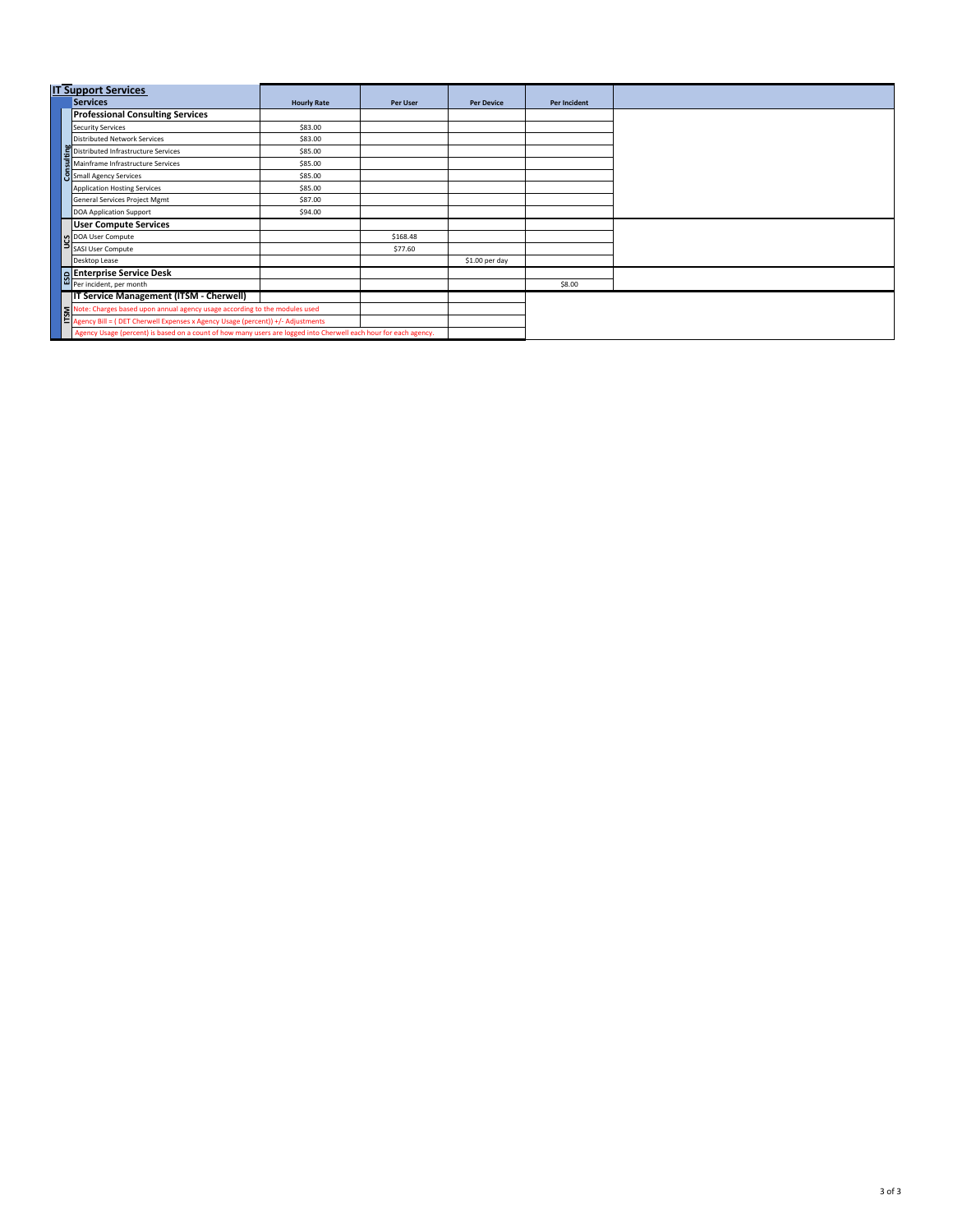## IT Support Services

| | Services | Hourly Rate | Per User | Per Device | Per Incident |
|---|---|---|---|---|---|
| | **Professional Consulting Services** | | | | |
| Consulting | Security Services | $83.00 | | | |
| | Distributed Network Services | $83.00 | | | |
| | Distributed Infrastructure Services | $85.00 | | | |
| | Mainframe Infrastructure Services | $85.00 | | | |
| | Small Agency Services | $85.00 | | | |
| | Application Hosting Services | $85.00 | | | |
| | General Services Project Mgmt | $87.00 | | | |
| | DOA Application Support | $94.00 | | | |
| | **User Compute Services** | | | | |
| UCS | DOA User Compute | | $168.48 | | |
| | SASI User Compute | | $77.60 | | |
| | Desktop Lease | | | $1.00 per day | |
| ESD | **Enterprise Service Desk** | | | | |
| | Per incident, per month | | | | $8.00 |
| | **IT Service Management (ITSM - Cherwell)** | | | | |
| ITSM | Note: Charges based upon annual agency usage according to the modules used | | | | |
| | Agency Bill = ( DET Cherwell Expenses x Agency Usage (percent)) +/- Adjustments | | | | |
| | Agency Usage (percent) is based on a count of how many users are logged into Cherwell each hour for each agency. | | | | |